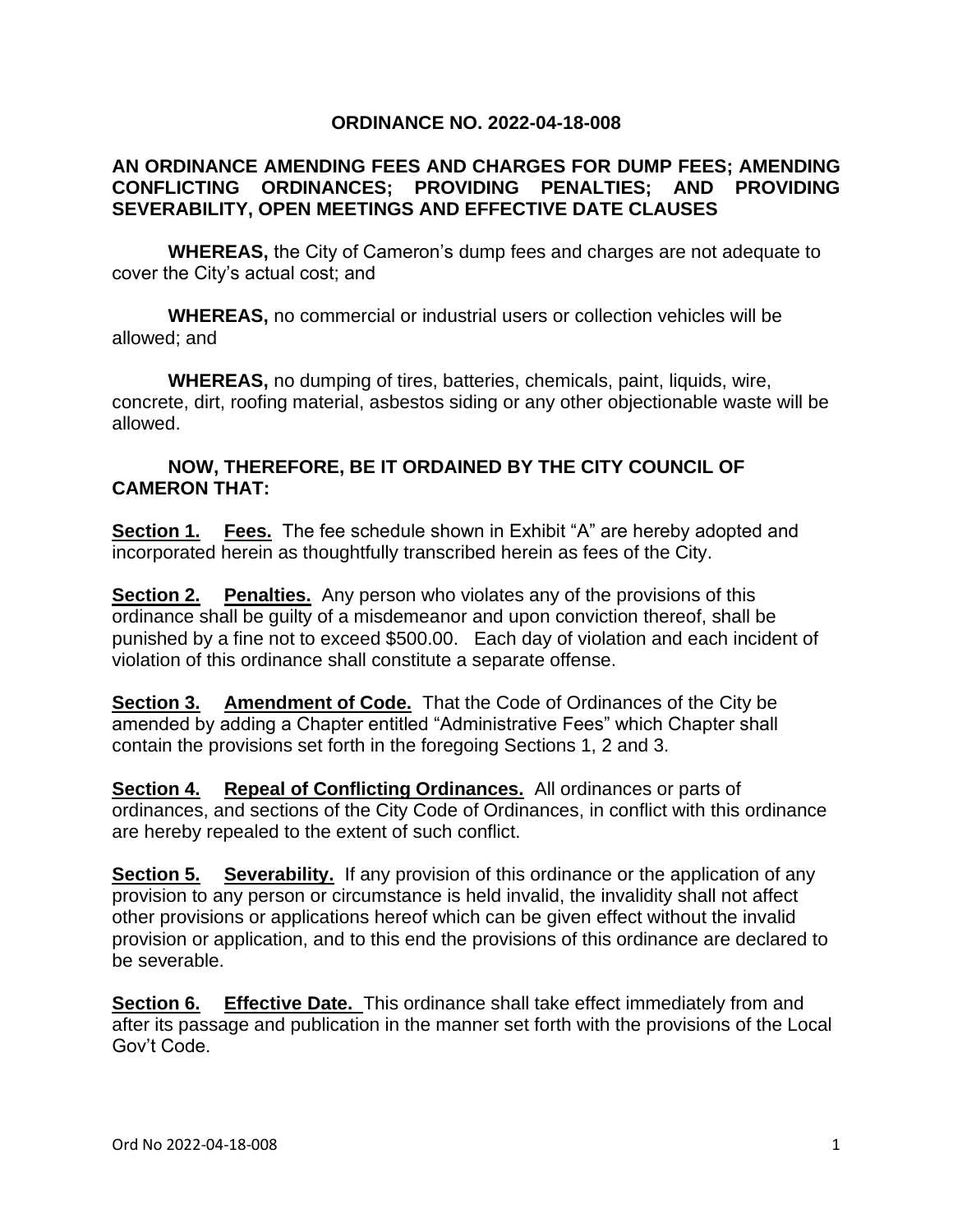# ORDINANCE NO. 2022-04-18-008

## AN ORDINANCE AMENDING FEES AND CHARGES FOR DUMP FEES; AMENDING CONFLICTING ORDINANCES; PROVIDING PENALTIES; AND PROVIDING SEVERABILITY, OPEN MEETINGS AND EFFECTIVE DATE CLAUSES

**WHEREAS,** the City of Cameron's dump fees and charges are not adequate to cover the City's actual cost; and

**WHEREAS,** no commercial or industrial users or collection vehicles will be allowed; and

**WHEREAS,** no dumping of tires, batteries, chemicals, paint, liquids, wire, concrete, dirt, roofing material, asbestos siding or any other objectionable waste will be allowed.

**NOW, THEREFORE, BE IT ORDAINED BY THE CITY COUNCIL OF CAMERON THAT:**

**Section 1. Fees.** The fee schedule shown in Exhibit "A" are hereby adopted and incorporated herein as thoughtfully transcribed herein as fees of the City.

**Section 2. Penalties.** Any person who violates any of the provisions of this ordinance shall be guilty of a misdemeanor and upon conviction thereof, shall be punished by a fine not to exceed $500.00. Each day of violation and each incident of violation of this ordinance shall constitute a separate offense.

**Section 3. Amendment of Code.** That the Code of Ordinances of the City be amended by adding a Chapter entitled "Administrative Fees" which Chapter shall contain the provisions set forth in the foregoing Sections 1, 2 and 3.

**Section 4. Repeal of Conflicting Ordinances.** All ordinances or parts of ordinances, and sections of the City Code of Ordinances, in conflict with this ordinance are hereby repealed to the extent of such conflict.

**Section 5. Severability.** If any provision of this ordinance or the application of any provision to any person or circumstance is held invalid, the invalidity shall not affect other provisions or applications hereof which can be given effect without the invalid provision or application, and to this end the provisions of this ordinance are declared to be severable.

**Section 6. Effective Date.** This ordinance shall take effect immediately from and after its passage and publication in the manner set forth with the provisions of the Local Gov't Code.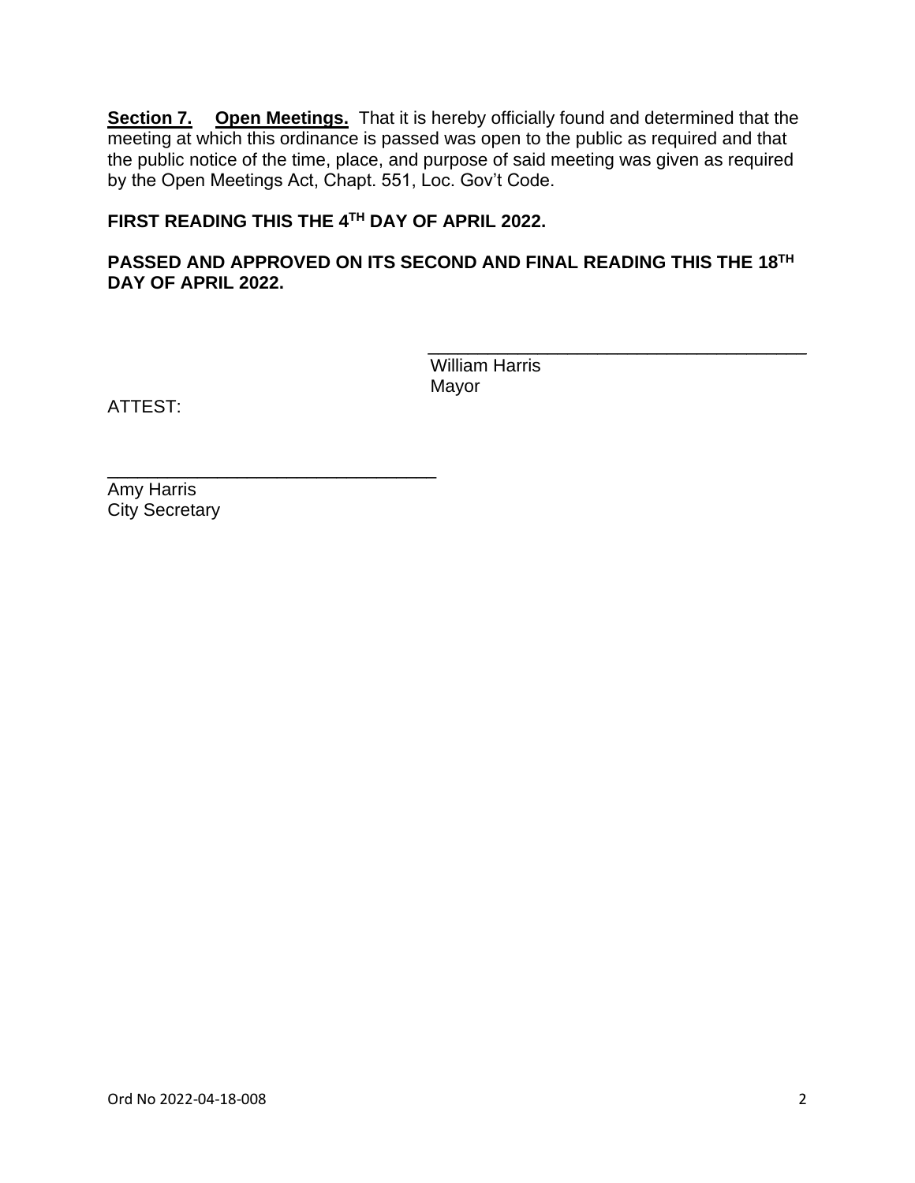**Section 7. Open Meetings.** That it is hereby officially found and determined that the meeting at which this ordinance is passed was open to the public as required and that the public notice of the time, place, and purpose of said meeting was given as required by the Open Meetings Act, Chapt. 551, Loc. Gov't Code.

**FIRST READING THIS THE 4TH DAY OF APRIL 2022.**

**PASSED AND APPROVED ON ITS SECOND AND FINAL READING THIS THE 18TH DAY OF APRIL 2022.**

\_\_\_\_\_\_\_\_\_\_\_\_\_\_\_\_\_\_\_\_\_\_\_\_\_\_\_\_\_\_\_\_\_\_\_\_\_\_
William Harris
Mayor

ATTEST:

\_\_\_\_\_\_\_\_\_\_\_\_\_\_\_\_\_\_\_\_\_\_\_\_\_\_\_\_\_\_\_\_\_\_\_
Amy Harris
City Secretary

Ord No 2022-04-18-008